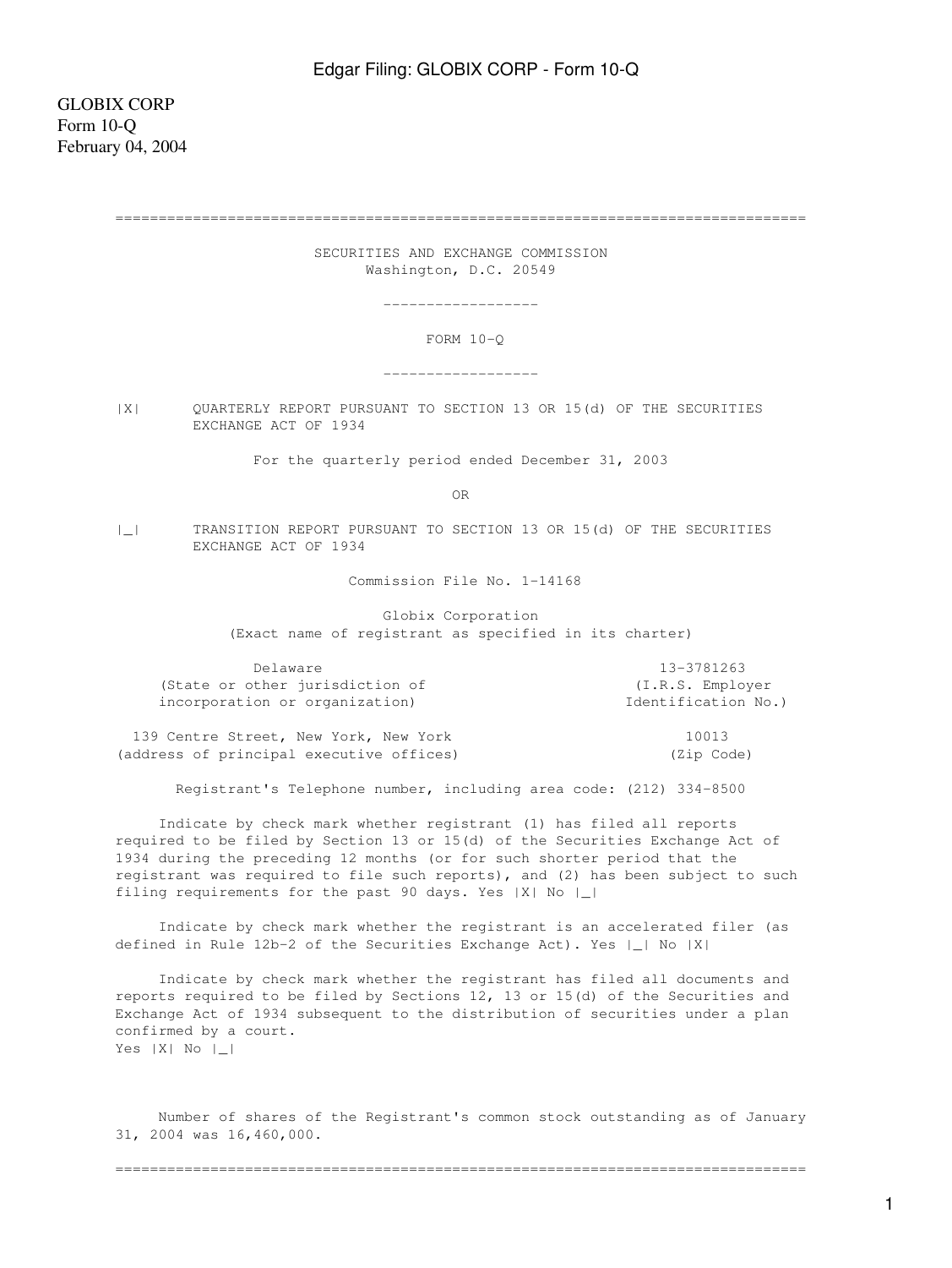GLOBIX CORP
Form 10-Q
February 04, 2004

---

SECURITIES AND EXCHANGE COMMISSION
Washington, D.C. 20549

---

# FORM 10-Q

---

|X| QUARTERLY REPORT PURSUANT TO SECTION 13 OR 15(d) OF THE SECURITIES EXCHANGE ACT OF 1934

For the quarterly period ended December 31, 2003

OR

|_| TRANSITION REPORT PURSUANT TO SECTION 13 OR 15(d) OF THE SECURITIES EXCHANGE ACT OF 1934

Commission File No. 1-14168

Globix Corporation
(Exact name of registrant as specified in its charter)

| | |
|---|---|
| Delaware<br>(State or other jurisdiction of incorporation or organization) | 13-3781263<br>(I.R.S. Employer Identification No.) |
| 139 Centre Street, New York, New York<br>(address of principal executive offices) | 10013<br>(Zip Code) |

Registrant's Telephone number, including area code: (212) 334-8500

Indicate by check mark whether registrant (1) has filed all reports required to be filed by Section 13 or 15(d) of the Securities Exchange Act of 1934 during the preceding 12 months (or for such shorter period that the registrant was required to file such reports), and (2) has been subject to such filing requirements for the past 90 days. Yes |X| No |_|

Indicate by check mark whether the registrant is an accelerated filer (as defined in Rule 12b-2 of the Securities Exchange Act). Yes |_| No |X|

Indicate by check mark whether the registrant has filed all documents and reports required to be filed by Sections 12, 13 or 15(d) of the Securities and Exchange Act of 1934 subsequent to the distribution of securities under a plan confirmed by a court.
Yes |X| No |_|

Number of shares of the Registrant's common stock outstanding as of January 31, 2004 was 16,460,000.

---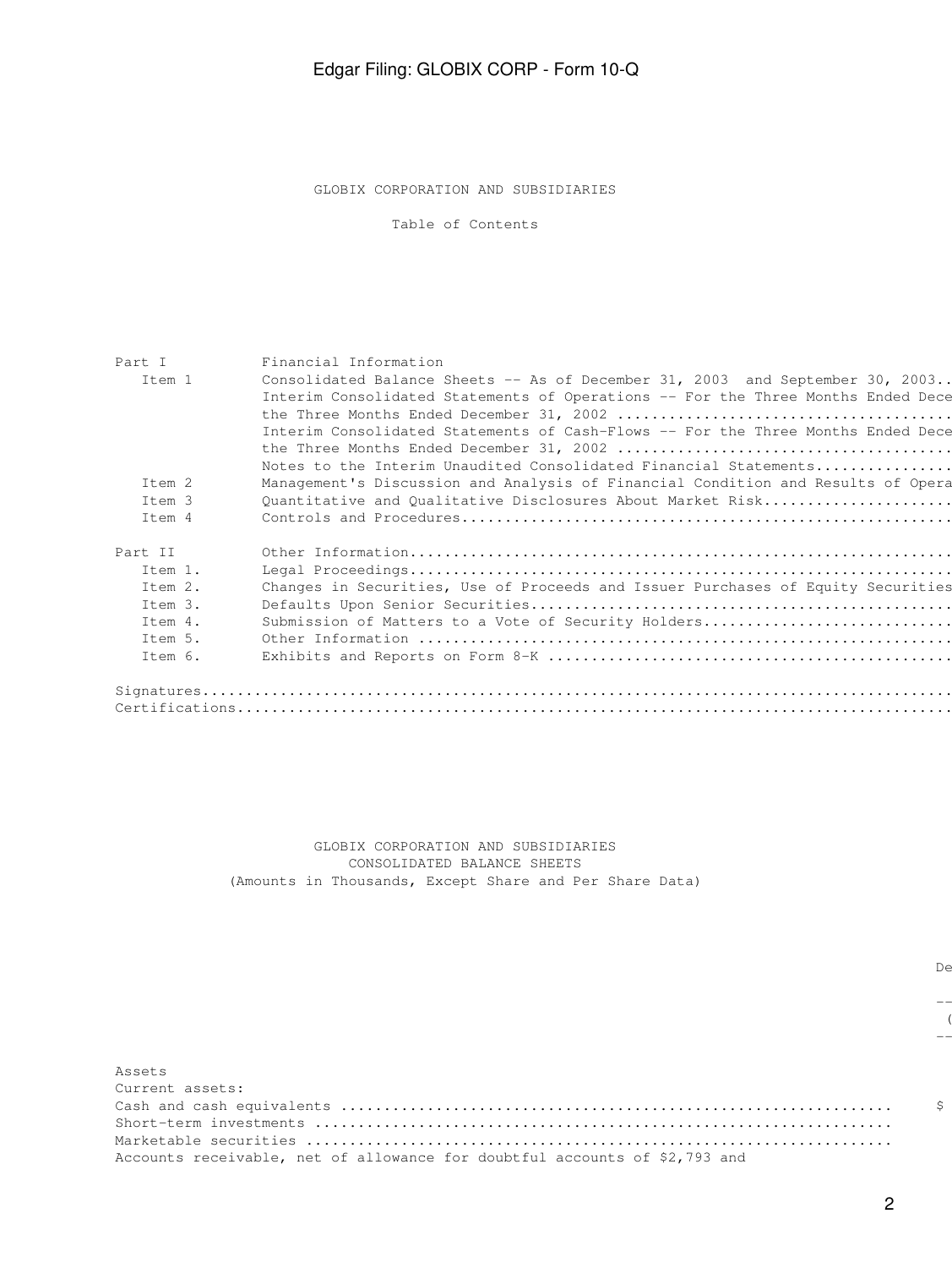GLOBIX CORPORATION AND SUBSIDIARIES

Table of Contents

| | |
|---|---|
| Part I | Financial Information |
| Item 1 | Consolidated Balance Sheets -- As of December 31, 2003 and September 30, 2003.. |
| | Interim Consolidated Statements of Operations -- For the Three Months Ended Dece the Three Months Ended December 31, 2002 ...................................... |
| | Interim Consolidated Statements of Cash-Flows -- For the Three Months Ended Dece the Three Months Ended December 31, 2002 ...................................... |
| | Notes to the Interim Unaudited Consolidated Financial Statements................ |
| Item 2 | Management's Discussion and Analysis of Financial Condition and Results of Opera |
| Item 3 | Quantitative and Qualitative Disclosures About Market Risk...................... |
| Item 4 | Controls and Procedures......................................................... |
| Part II | Other Information............................................................... |
| Item 1. | Legal Proceedings............................................................... |
| Item 2. | Changes in Securities, Use of Proceeds and Issuer Purchases of Equity Securities |
| Item 3. | Defaults Upon Senior Securities................................................. |
| Item 4. | Submission of Matters to a Vote of Security Holders............................. |
| Item 5. | Other Information .............................................................. |
| Item 6. | Exhibits and Reports on Form 8-K ............................................... |

Signatures.......................................................................................

Certifications...................................................................................

GLOBIX CORPORATION AND SUBSIDIARIES
CONSOLIDATED BALANCE SHEETS
(Amounts in Thousands, Except Share and Per Share Data)

| | De |
|---|---|
| | ( |
| **Assets** | |
| Current assets: | |
| Cash and cash equivalents ............................................................... | $ |
| Short-term investments .................................................................. | |
| Marketable securities ................................................................... | |
| Accounts receivable, net of allowance for doubtful accounts of $2,793 and | |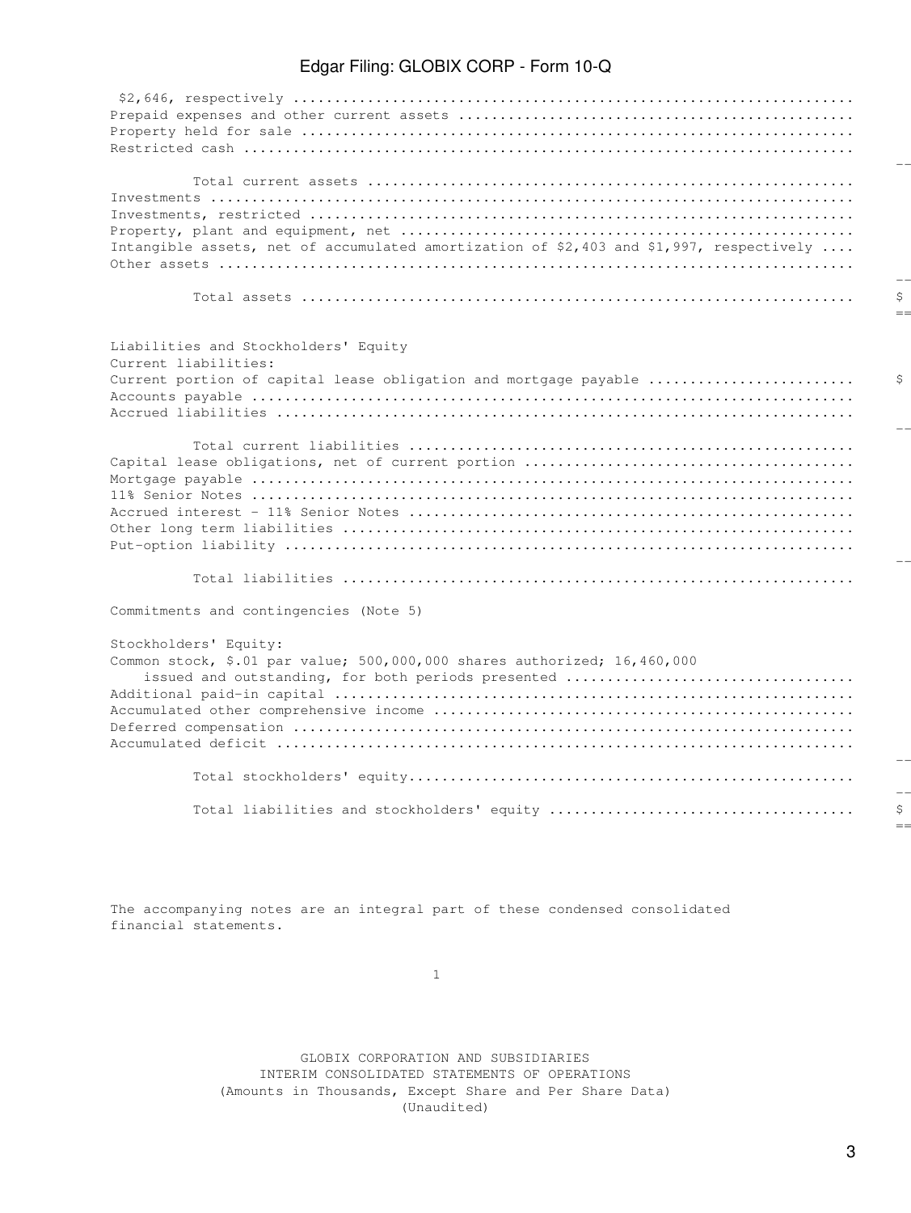| | |
|---|---|
| $2,646, respectively | |
| Prepaid expenses and other current assets | |
| Property held for sale | |
| Restricted cash | |
| Total current assets | |
| Investments | |
| Investments, restricted | |
| Property, plant and equipment, net | |
| Intangible assets, net of accumulated amortization of $2,403 and $1,997, respectively | |
| Other assets | |
| Total assets | $ |
| **Liabilities and Stockholders' Equity** | |
| Current liabilities: | |
| Current portion of capital lease obligation and mortgage payable | $ |
| Accounts payable | |
| Accrued liabilities | |
| Total current liabilities | |
| Capital lease obligations, net of current portion | |
| Mortgage payable | |
| 11% Senior Notes | |
| Accrued interest - 11% Senior Notes | |
| Other long term liabilities | |
| Put-option liability | |
| Total liabilities | |
| Commitments and contingencies (Note 5) | |
| Stockholders' Equity: | |
| Common stock, $.01 par value; 500,000,000 shares authorized; 16,460,000 issued and outstanding, for both periods presented | |
| Additional paid-in capital | |
| Accumulated other comprehensive income | |
| Deferred compensation | |
| Accumulated deficit | |
| Total stockholders' equity | |
| Total liabilities and stockholders' equity | $ |

The accompanying notes are an integral part of these condensed consolidated financial statements.

GLOBIX CORPORATION AND SUBSIDIARIES
INTERIM CONSOLIDATED STATEMENTS OF OPERATIONS
(Amounts in Thousands, Except Share and Per Share Data)
(Unaudited)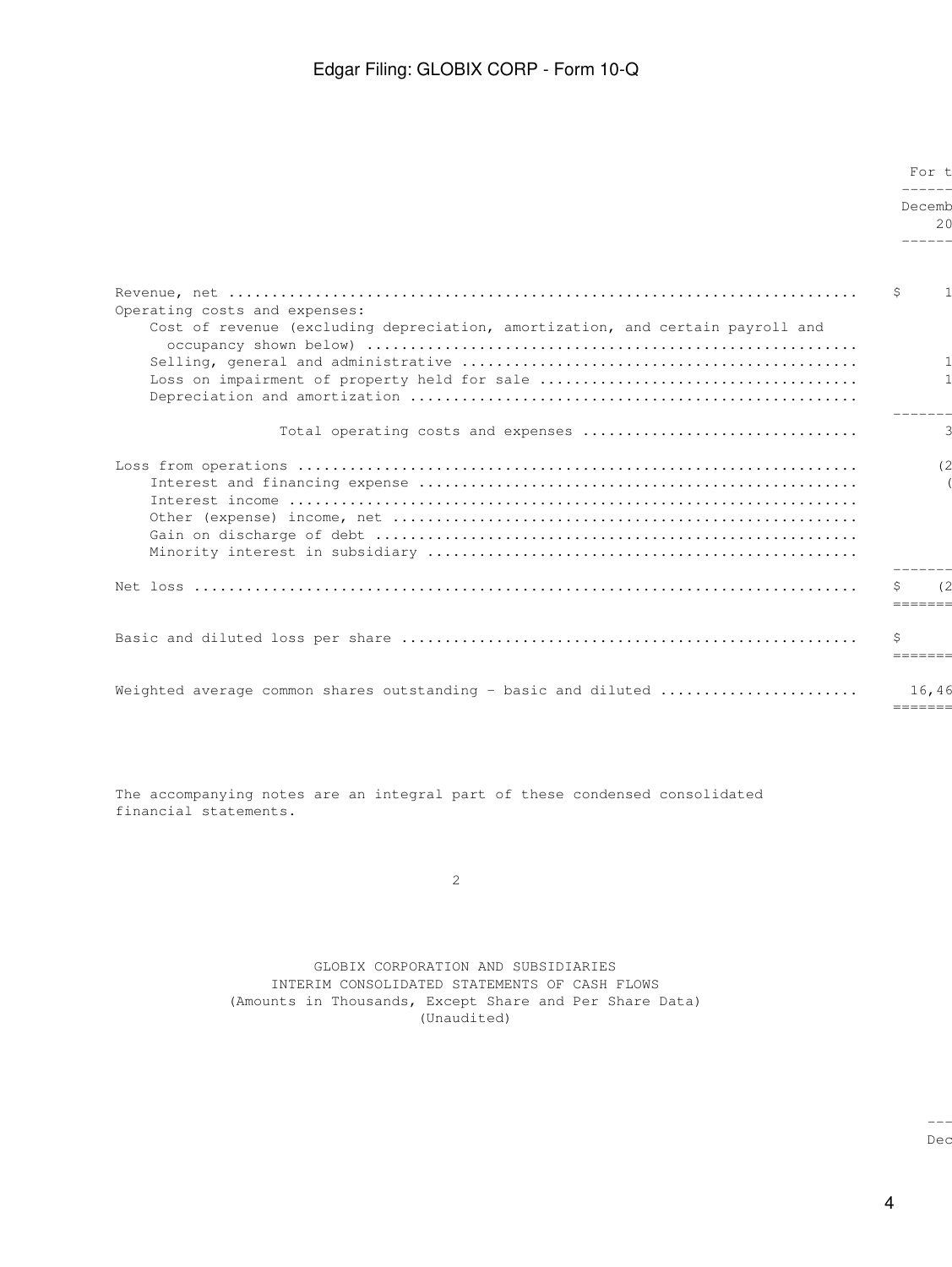| | For t |
|---|---|
| | Decemb |
| | 20 |
| Revenue, net ........................................................................ | $ 1 |
| Operating costs and expenses: | |
| Cost of revenue (excluding depreciation, amortization, and certain payroll and occupancy shown below) ........................................................ | |
| Selling, general and administrative .............................................. | 1 |
| Loss on impairment of property held for sale ..................................... | 1 |
| Depreciation and amortization .................................................... | |
| Total operating costs and expenses ............................... | 3 |
| Loss from operations ................................................................ | (2 |
| Interest and financing expense ................................................... | ( |
| Interest income .................................................................. | |
| Other (expense) income, net ...................................................... | |
| Gain on discharge of debt ........................................................ | |
| Minority interest in subsidiary .................................................. | |
| Net loss ............................................................................ | $ (2 |
| Basic and diluted loss per share .................................................... | $ |
| Weighted average common shares outstanding - basic and diluted ...................... | 16,46 |

The accompanying notes are an integral part of these condensed consolidated financial statements.

GLOBIX CORPORATION AND SUBSIDIARIES
INTERIM CONSOLIDATED STATEMENTS OF CASH FLOWS
(Amounts in Thousands, Except Share and Per Share Data)
(Unaudited)

| | --- |
|---|---|
| | Dec |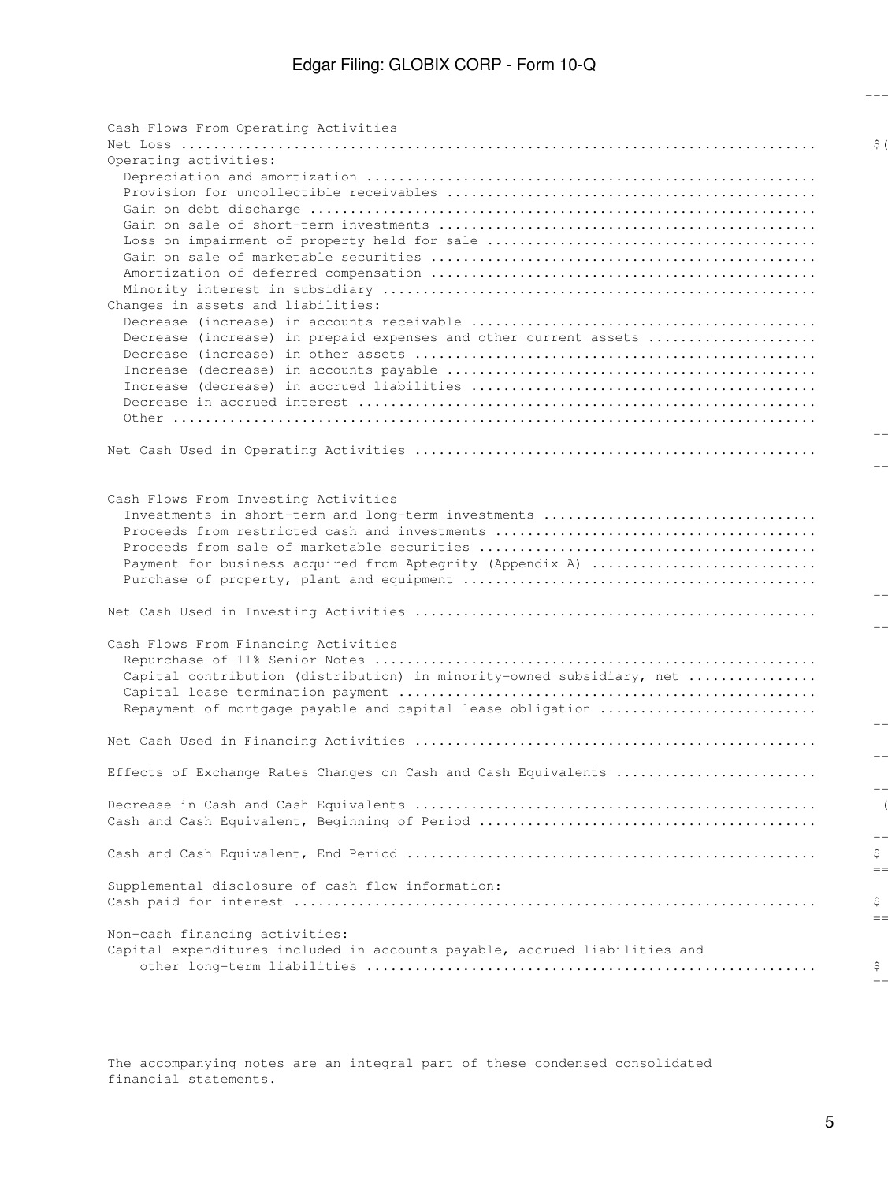| | |
|---|---|
| **Cash Flows From Operating Activities** | |
| Net Loss | $( |
| Operating activities: | |
| Depreciation and amortization | |
| Provision for uncollectible receivables | |
| Gain on debt discharge | |
| Gain on sale of short-term investments | |
| Loss on impairment of property held for sale | |
| Gain on sale of marketable securities | |
| Amortization of deferred compensation | |
| Minority interest in subsidiary | |
| Changes in assets and liabilities: | |
| Decrease (increase) in accounts receivable | |
| Decrease (increase) in prepaid expenses and other current assets | |
| Decrease (increase) in other assets | |
| Increase (decrease) in accounts payable | |
| Increase (decrease) in accrued liabilities | |
| Decrease in accrued interest | |
| Other | |
| Net Cash Used in Operating Activities | |
| **Cash Flows From Investing Activities** | |
| Investments in short-term and long-term investments | |
| Proceeds from restricted cash and investments | |
| Proceeds from sale of marketable securities | |
| Payment for business acquired from Aptegrity (Appendix A) | |
| Purchase of property, plant and equipment | |
| Net Cash Used in Investing Activities | |
| **Cash Flows From Financing Activities** | |
| Repurchase of 11% Senior Notes | |
| Capital contribution (distribution) in minority-owned subsidiary, net | |
| Capital lease termination payment | |
| Repayment of mortgage payable and capital lease obligation | |
| Net Cash Used in Financing Activities | |
| Effects of Exchange Rates Changes on Cash and Cash Equivalents | |
| Decrease in Cash and Cash Equivalents | ( |
| Cash and Cash Equivalent, Beginning of Period | |
| Cash and Cash Equivalent, End Period | $ |
| Supplemental disclosure of cash flow information: | |
| Cash paid for interest | $ |
| Non-cash financing activities: | |
| Capital expenditures included in accounts payable, accrued liabilities and other long-term liabilities | $ |

The accompanying notes are an integral part of these condensed consolidated financial statements.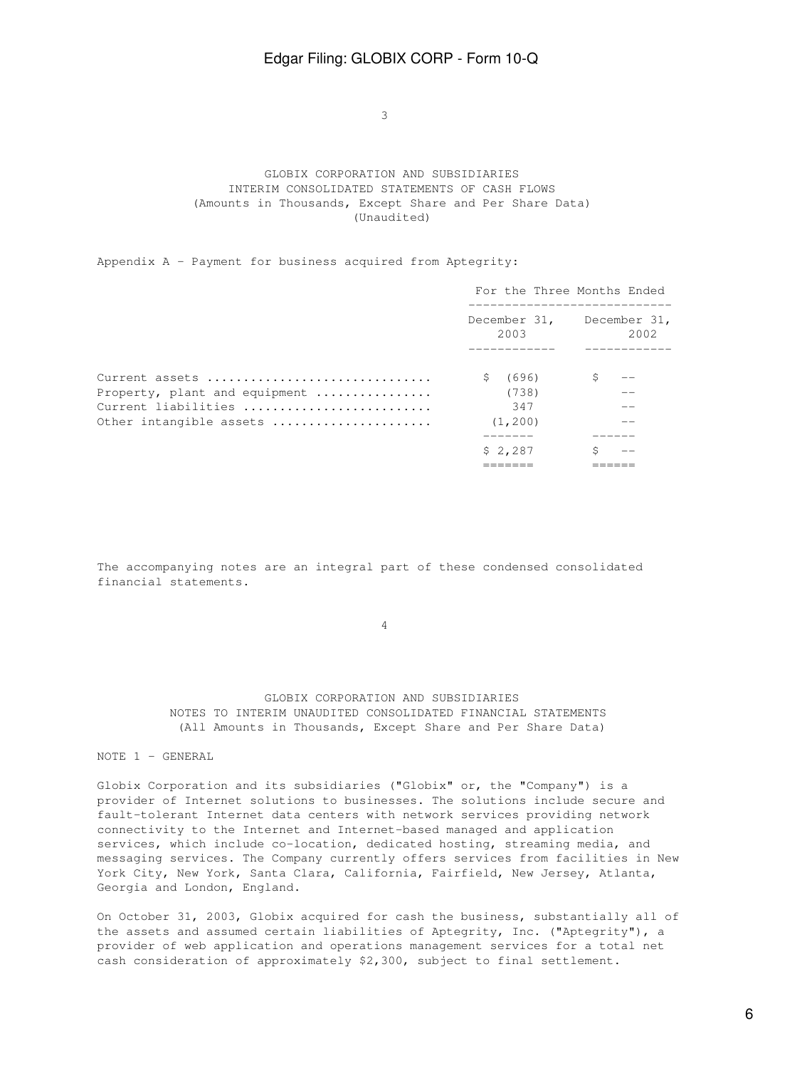GLOBIX CORPORATION AND SUBSIDIARIES
INTERIM CONSOLIDATED STATEMENTS OF CASH FLOWS
(Amounts in Thousands, Except Share and Per Share Data)
(Unaudited)

Appendix A - Payment for business acquired from Aptegrity:

| | For the Three Months Ended | |
|---|---|---|
| | December 31, 2003 | December 31, 2002 |
| Current assets .............................. | $ (696) | $ -- |
| Property, plant and equipment ............... | (738) | -- |
| Current liabilities ......................... | 347 | -- |
| Other intangible assets ..................... | (1,200) | -- |
| | $ 2,287 | $ -- |

The accompanying notes are an integral part of these condensed consolidated financial statements.

GLOBIX CORPORATION AND SUBSIDIARIES
NOTES TO INTERIM UNAUDITED CONSOLIDATED FINANCIAL STATEMENTS
(All Amounts in Thousands, Except Share and Per Share Data)

NOTE 1 - GENERAL

Globix Corporation and its subsidiaries ("Globix" or, the "Company") is a provider of Internet solutions to businesses. The solutions include secure and fault-tolerant Internet data centers with network services providing network connectivity to the Internet and Internet-based managed and application services, which include co-location, dedicated hosting, streaming media, and messaging services. The Company currently offers services from facilities in New York City, New York, Santa Clara, California, Fairfield, New Jersey, Atlanta, Georgia and London, England.

On October 31, 2003, Globix acquired for cash the business, substantially all of the assets and assumed certain liabilities of Aptegrity, Inc. ("Aptegrity"), a provider of web application and operations management services for a total net cash consideration of approximately $2,300, subject to final settlement.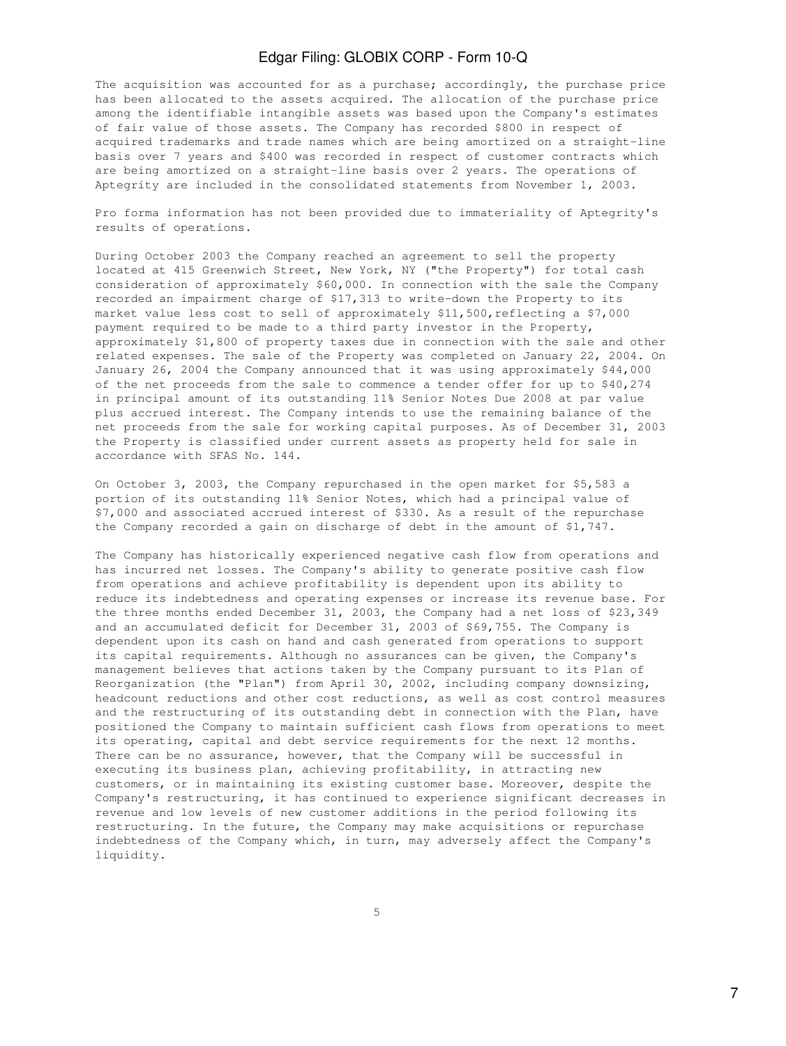The acquisition was accounted for as a purchase; accordingly, the purchase price has been allocated to the assets acquired. The allocation of the purchase price among the identifiable intangible assets was based upon the Company's estimates of fair value of those assets. The Company has recorded $800 in respect of acquired trademarks and trade names which are being amortized on a straight-line basis over 7 years and $400 was recorded in respect of customer contracts which are being amortized on a straight-line basis over 2 years. The operations of Aptegrity are included in the consolidated statements from November 1, 2003.

Pro forma information has not been provided due to immateriality of Aptegrity's results of operations.

During October 2003 the Company reached an agreement to sell the property located at 415 Greenwich Street, New York, NY ("the Property") for total cash consideration of approximately $60,000. In connection with the sale the Company recorded an impairment charge of $17,313 to write-down the Property to its market value less cost to sell of approximately $11,500,reflecting a $7,000 payment required to be made to a third party investor in the Property, approximately $1,800 of property taxes due in connection with the sale and other related expenses. The sale of the Property was completed on January 22, 2004. On January 26, 2004 the Company announced that it was using approximately $44,000 of the net proceeds from the sale to commence a tender offer for up to $40,274 in principal amount of its outstanding 11% Senior Notes Due 2008 at par value plus accrued interest. The Company intends to use the remaining balance of the net proceeds from the sale for working capital purposes. As of December 31, 2003 the Property is classified under current assets as property held for sale in accordance with SFAS No. 144.

On October 3, 2003, the Company repurchased in the open market for $5,583 a portion of its outstanding 11% Senior Notes, which had a principal value of $7,000 and associated accrued interest of $330. As a result of the repurchase the Company recorded a gain on discharge of debt in the amount of $1,747.

The Company has historically experienced negative cash flow from operations and has incurred net losses. The Company's ability to generate positive cash flow from operations and achieve profitability is dependent upon its ability to reduce its indebtedness and operating expenses or increase its revenue base. For the three months ended December 31, 2003, the Company had a net loss of $23,349 and an accumulated deficit for December 31, 2003 of $69,755. The Company is dependent upon its cash on hand and cash generated from operations to support its capital requirements. Although no assurances can be given, the Company's management believes that actions taken by the Company pursuant to its Plan of Reorganization (the "Plan") from April 30, 2002, including company downsizing, headcount reductions and other cost reductions, as well as cost control measures and the restructuring of its outstanding debt in connection with the Plan, have positioned the Company to maintain sufficient cash flows from operations to meet its operating, capital and debt service requirements for the next 12 months. There can be no assurance, however, that the Company will be successful in executing its business plan, achieving existing profitability, in attracting new customers, or in maintaining its existing customer base. Moreover, despite the Company's restructuring, it has continued to experience significant decreases in revenue and low levels of new customer additions in the period following its restructuring. In the future, the Company may make acquisitions or repurchase indebtedness of the Company which, in turn, may adversely affect the Company's liquidity.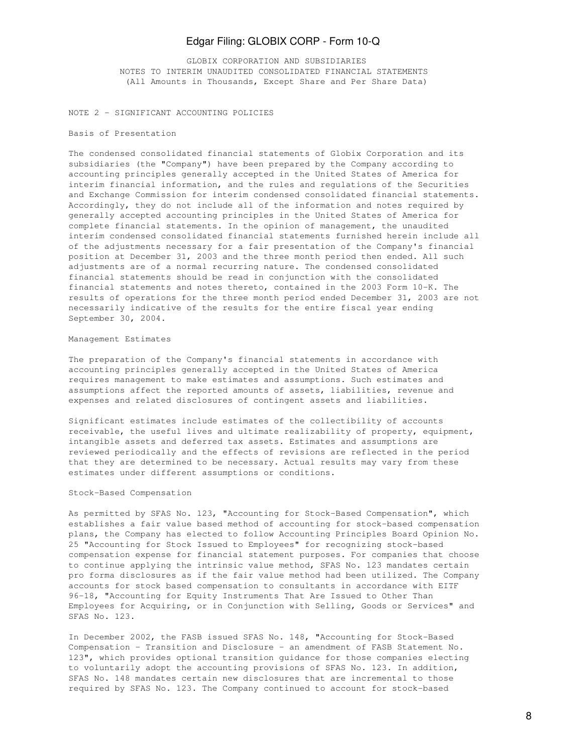GLOBIX CORPORATION AND SUBSIDIARIES
NOTES TO INTERIM UNAUDITED CONSOLIDATED FINANCIAL STATEMENTS
(All Amounts in Thousands, Except Share and Per Share Data)

## NOTE 2 - SIGNIFICANT ACCOUNTING POLICIES

### Basis of Presentation

The condensed consolidated financial statements of Globix Corporation and its subsidiaries (the "Company") have been prepared by the Company according to accounting principles generally accepted in the United States of America for interim financial information, and the rules and regulations of the Securities and Exchange Commission for interim condensed consolidated financial statements. Accordingly, they do not include all of the information and notes required by generally accepted accounting principles in the United States of America for complete financial statements. In the opinion of management, the unaudited interim condensed consolidated financial statements furnished herein include all of the adjustments necessary for a fair presentation of the Company's financial position at December 31, 2003 and the three month period then ended. All such adjustments are of a normal recurring nature. The condensed consolidated financial statements should be read in conjunction with the consolidated financial statements and notes thereto, contained in the 2003 Form 10-K. The results of operations for the three month period ended December 31, 2003 are not necessarily indicative of the results for the entire fiscal year ending September 30, 2004.

### Management Estimates

The preparation of the Company's financial statements in accordance with accounting principles generally accepted in the United States of America requires management to make estimates and assumptions. Such estimates and assumptions affect the reported amounts of assets, liabilities, revenue and expenses and related disclosures of contingent assets and liabilities.

Significant estimates include estimates of the collectibility of accounts receivable, the useful lives and ultimate realizability of property, equipment, intangible assets and deferred tax assets. Estimates and assumptions are reviewed periodically and the effects of revisions are reflected in the period that they are determined to be necessary. Actual results may vary from these estimates under different assumptions or conditions.

### Stock-Based Compensation

As permitted by SFAS No. 123, "Accounting for Stock-Based Compensation", which establishes a fair value based method of accounting for stock-based compensation plans, the Company has elected to follow Accounting Principles Board Opinion No. 25 "Accounting for Stock Issued to Employees" for recognizing stock-based compensation expense for financial statement purposes. For companies that choose to continue applying the intrinsic value method, SFAS No. 123 mandates certain pro forma disclosures as if the fair value method had been utilized. The Company accounts for stock based compensation to consultants in accordance with EITF 96-18, "Accounting for Equity Instruments That Are Issued to Other Than Employees for Acquiring, or in Conjunction with Selling, Goods or Services" and SFAS No. 123.

In December 2002, the FASB issued SFAS No. 148, "Accounting for Stock-Based Compensation - Transition and Disclosure - an amendment of FASB Statement No. 123", which provides optional transition guidance for those companies electing to voluntarily adopt the accounting provisions of SFAS No. 123. In addition, SFAS No. 148 mandates certain new disclosures that are incremental to those required by SFAS No. 123. The Company continued to account for stock-based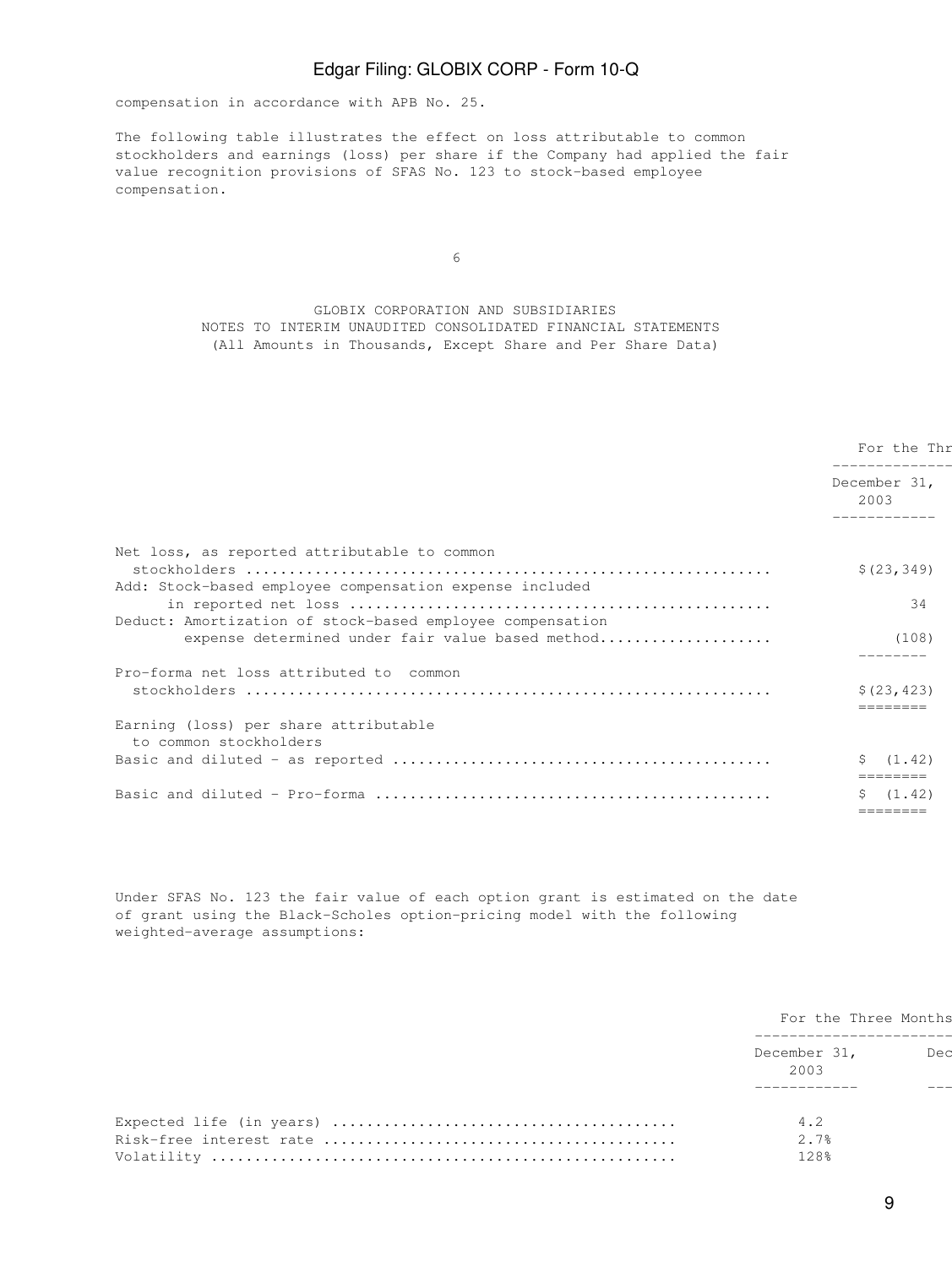compensation in accordance with APB No. 25.

The following table illustrates the effect on loss attributable to common stockholders and earnings (loss) per share if the Company had applied the fair value recognition provisions of SFAS No. 123 to stock-based employee compensation.

GLOBIX CORPORATION AND SUBSIDIARIES
NOTES TO INTERIM UNAUDITED CONSOLIDATED FINANCIAL STATEMENTS
(All Amounts in Thousands, Except Share and Per Share Data)

| | For the Thr |
|---|---|
| | December 31, 2003 |
| Net loss, as reported attributable to common stockholders | $(23,349) |
| Add: Stock-based employee compensation expense included in reported net loss | 34 |
| Deduct: Amortization of stock-based employee compensation expense determined under fair value based method | (108) |
| Pro-forma net loss attributed to common stockholders | $(23,423) |
| Earning (loss) per share attributable to common stockholders | |
| Basic and diluted - as reported | $ (1.42) |
| Basic and diluted - Pro-forma | $ (1.42) |

Under SFAS No. 123 the fair value of each option grant is estimated on the date of grant using the Black-Scholes option-pricing model with the following weighted-average assumptions:

| | For the Three Months | |
|---|---|---|
| | December 31, 2003 | Dec |
| Expected life (in years) | 4.2 | |
| Risk-free interest rate | 2.7% | |
| Volatility | 128% | |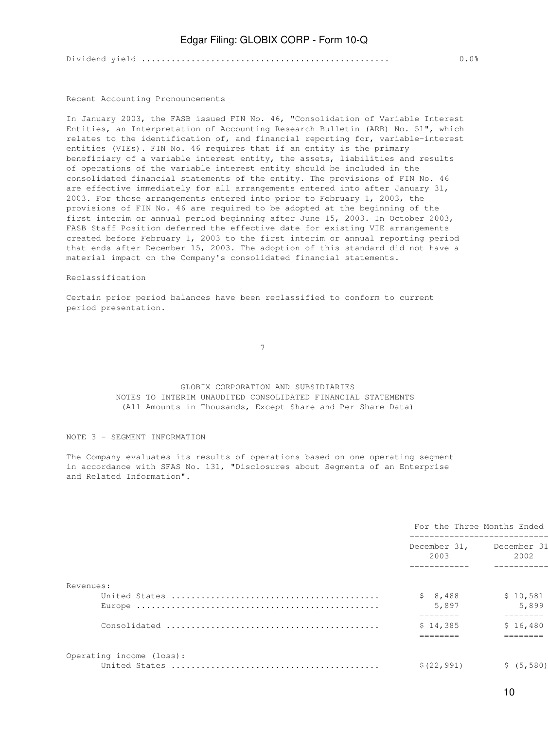| | |
|---|---|
| Dividend yield | 0.0% |

Recent Accounting Pronouncements

In January 2003, the FASB issued FIN No. 46, "Consolidation of Variable Interest Entities, an Interpretation of Accounting Research Bulletin (ARB) No. 51", which relates to the identification of, and financial reporting for, variable-interest entities (VIEs). FIN No. 46 requires that if an entity is the primary beneficiary of a variable interest entity, the assets, liabilities and results of operations of the variable interest entity should be included in the consolidated financial statements of the entity. The provisions of FIN No. 46 are effective immediately for all arrangements entered into after January 31, 2003. For those arrangements entered into prior to February 1, 2003, the provisions of FIN No. 46 are required to be adopted at the beginning of the first interim or annual period beginning after June 15, 2003. In October 2003, FASB Staff Position deferred the effective date for existing VIE arrangements created before February 1, 2003 to the first interim or annual reporting period that ends after December 15, 2003. The adoption of this standard did not have a material impact on the Company's consolidated financial statements.

Reclassification

Certain prior period balances have been reclassified to conform to current period presentation.

GLOBIX CORPORATION AND SUBSIDIARIES
NOTES TO INTERIM UNAUDITED CONSOLIDATED FINANCIAL STATEMENTS
(All Amounts in Thousands, Except Share and Per Share Data)

NOTE 3 - SEGMENT INFORMATION

The Company evaluates its results of operations based on one operating segment in accordance with SFAS No. 131, "Disclosures about Segments of an Enterprise and Related Information".

| | For the Three Months Ended | |
|---|---|---|
| | December 31, 2003 | December 31 2002 |
| Revenues: | | |
| United States | $ 8,488 | $ 10,581 |
| Europe | 5,897 | 5,899 |
| Consolidated | $ 14,385 | $ 16,480 |
| Operating income (loss): | | |
| United States | $(22,991) | $ (5,580) |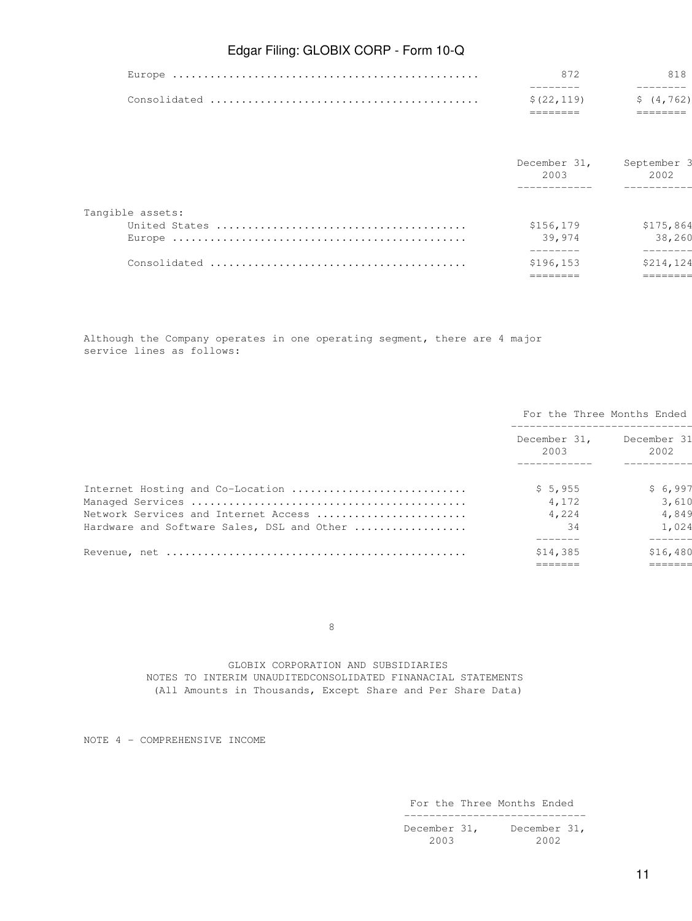| | | |
|---|---|---|
| Europe | 872 | 818 |
| Consolidated | $(22,119) | $ (4,762) |

| | December 31, 2003 | September 3 2002 |
|---|---|---|
| Tangible assets: | | |
| United States | $156,179 | $175,864 |
| Europe | 39,974 | 38,260 |
| Consolidated | $196,153 | $214,124 |

Although the Company operates in one operating segment, there are 4 major service lines as follows:

| | For the Three Months Ended | |
|---|---|---|
| | December 31, 2003 | December 31 2002 |
| Internet Hosting and Co-Location | $ 5,955 | $ 6,997 |
| Managed Services | 4,172 | 3,610 |
| Network Services and Internet Access | 4,224 | 4,849 |
| Hardware and Software Sales, DSL and Other | 34 | 1,024 |
| Revenue, net | $14,385 | $16,480 |

GLOBIX CORPORATION AND SUBSIDIARIES
NOTES TO INTERIM UNAUDITEDCONSOLIDATED FINANACIAL STATEMENTS
(All Amounts in Thousands, Except Share and Per Share Data)

NOTE 4 - COMPREHENSIVE INCOME

| For the Three Months Ended | |
|---|---|
| December 31, 2003 | December 31, 2002 |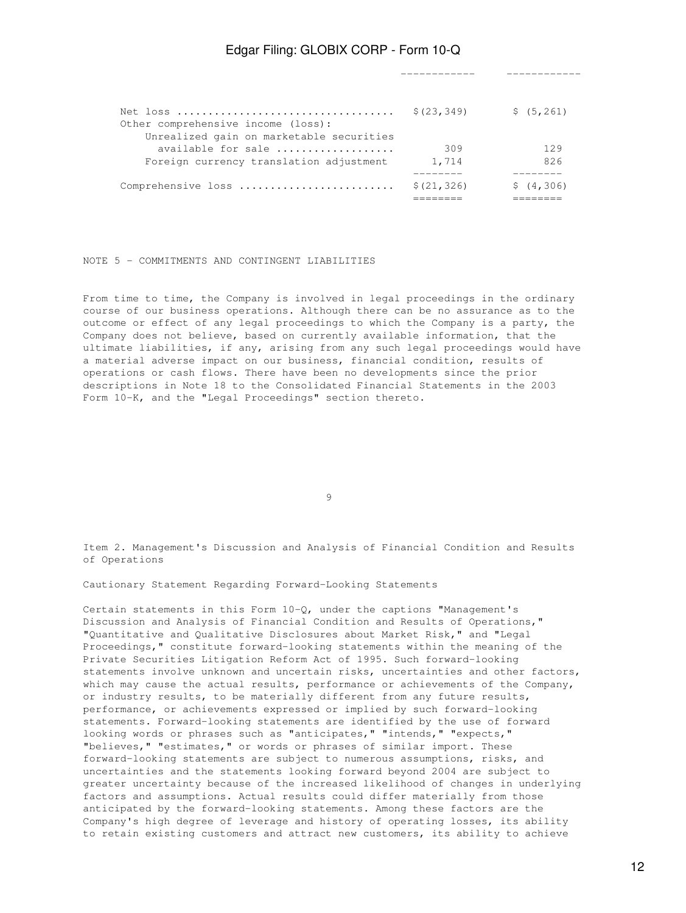| | | |
|---|---|---|
| Net loss .................................. | $(23,349) | $ (5,261) |
| Other comprehensive income (loss): | | |
| Unrealized gain on marketable securities available for sale .................. | 309 | 129 |
| Foreign currency translation adjustment | 1,714 | 826 |
| Comprehensive loss ......................... | $(21,326) | $ (4,306) |

NOTE 5 - COMMITMENTS AND CONTINGENT LIABILITIES

From time to time, the Company is involved in legal proceedings in the ordinary course of our business operations. Although there can be no assurance as to the outcome or effect of any legal proceedings to which the Company is a party, the Company does not believe, based on currently available information, that the ultimate liabilities, if any, arising from any such legal proceedings would have a material adverse impact on our business, financial condition, results of operations or cash flows. There have been no developments since the prior descriptions in Note 18 to the Consolidated Financial Statements in the 2003 Form 10-K, and the "Legal Proceedings" section thereto.

## Item 2. Management's Discussion and Analysis of Financial Condition and Results of Operations

Cautionary Statement Regarding Forward-Looking Statements

Certain statements in this Form 10-Q, under the captions "Management's Discussion and Analysis of Financial Condition and Results of Operations," "Quantitative and Qualitative Disclosures about Market Risk," and "Legal Proceedings," constitute forward-looking statements within the meaning of the Private Securities Litigation Reform Act of 1995. Such forward-looking statements involve unknown and uncertain risks, uncertainties and other factors, which may cause the actual results, performance or achievements of the Company, or industry results, to be materially different from any future results, performance, or achievements expressed or implied by such forward-looking statements. Forward-looking statements are identified by the use of forward looking words or phrases such as "anticipates," "intends," "expects," "believes," "estimates," or words or phrases of similar import. These forward-looking statements are subject to numerous assumptions, risks, and uncertainties and the statements looking forward beyond 2004 are subject to greater uncertainty because of the increased likelihood of changes in underlying factors and assumptions. Actual results could differ materially from those anticipated by the forward-looking statements. Among these factors are the Company's high degree of leverage and history of operating losses, its ability to retain existing customers and attract new customers, its ability to achieve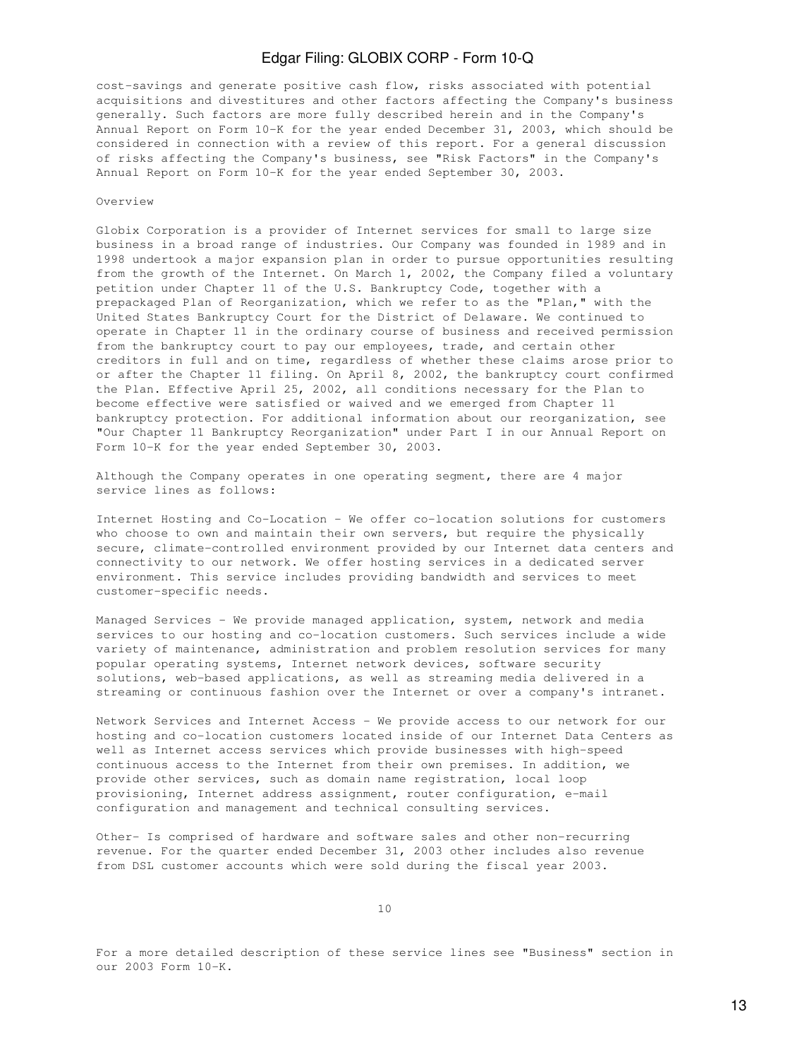cost-savings and generate positive cash flow, risks associated with potential acquisitions and divestitures and other factors affecting the Company's business generally. Such factors are more fully described herein and in the Company's Annual Report on Form 10-K for the year ended December 31, 2003, which should be considered in connection with a review of this report. For a general discussion of risks affecting the Company's business, see "Risk Factors" in the Company's Annual Report on Form 10-K for the year ended September 30, 2003.

## Overview

Globix Corporation is a provider of Internet services for small to large size business in a broad range of industries. Our Company was founded in 1989 and in 1998 undertook a major expansion plan in order to pursue opportunities resulting from the growth of the Internet. On March 1, 2002, the Company filed a voluntary petition under Chapter 11 of the U.S. Bankruptcy Code, together with a prepackaged Plan of Reorganization, which we refer to as the "Plan," with the United States Bankruptcy Court for the District of Delaware. We continued to operate in Chapter 11 in the ordinary course of business and received permission from the bankruptcy court to pay our employees, trade, and certain other creditors in full and on time, regardless of whether these claims arose prior to or after the Chapter 11 filing. On April 8, 2002, the bankruptcy court confirmed the Plan. Effective April 25, 2002, all conditions necessary for the Plan to become effective were satisfied or waived and we emerged from Chapter 11 bankruptcy protection. For additional information about our reorganization, see "Our Chapter 11 Bankruptcy Reorganization" under Part I in our Annual Report on Form 10-K for the year ended September 30, 2003.

Although the Company operates in one operating segment, there are 4 major service lines as follows:

Internet Hosting and Co-Location - We offer co-location solutions for customers who choose to own and maintain their own servers, but require the physically secure, climate-controlled environment provided by our Internet data centers and connectivity to our network. We offer hosting services in a dedicated server environment. This service includes providing bandwidth and services to meet customer-specific needs.

Managed Services - We provide managed application, system, network and media services to our hosting and co-location customers. Such services include a wide variety of maintenance, administration and problem resolution services for many popular operating systems, Internet network devices, software security solutions, web-based applications, as well as streaming media delivered in a streaming or continuous fashion over the Internet or over a company's intranet.

Network Services and Internet Access - We provide access to our network for our hosting and co-location customers located inside of our Internet Data Centers as well as Internet access services which provide businesses with high-speed continuous access to the Internet from their own premises. In addition, we provide other services, such as domain name registration, local loop provisioning, Internet address assignment, router configuration, e-mail configuration and management and technical consulting services.

Other- Is comprised of hardware and software sales and other non-recurring revenue. For the quarter ended December 31, 2003 other includes also revenue from DSL customer accounts which were sold during the fiscal year 2003.

For a more detailed description of these service lines see "Business" section in our 2003 Form 10-K.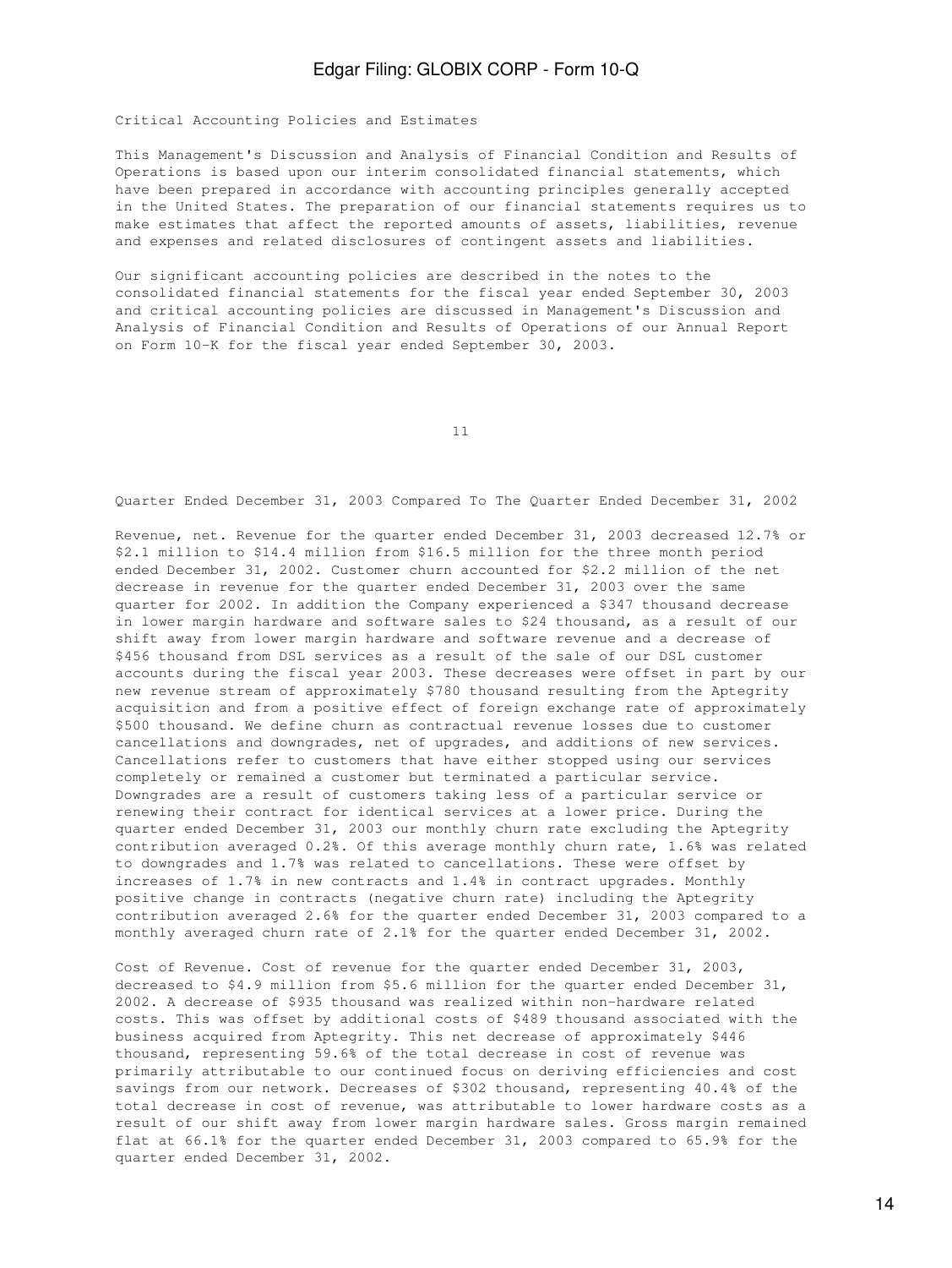## Critical Accounting Policies and Estimates

This Management's Discussion and Analysis of Financial Condition and Results of Operations is based upon our interim consolidated financial statements, which have been prepared in accordance with accounting principles generally accepted in the United States. The preparation of our financial statements requires us to make estimates that affect the reported amounts of assets, liabilities, revenue and expenses and related disclosures of contingent assets and liabilities.

Our significant accounting policies are described in the notes to the consolidated financial statements for the fiscal year ended September 30, 2003 and critical accounting policies are discussed in Management's Discussion and Analysis of Financial Condition and Results of Operations of our Annual Report on Form 10-K for the fiscal year ended September 30, 2003.

## Quarter Ended December 31, 2003 Compared To The Quarter Ended December 31, 2002

Revenue, net. Revenue for the quarter ended December 31, 2003 decreased 12.7% or $2.1 million to $14.4 million from $16.5 million for the three month period ended December 31, 2002. Customer churn accounted for $2.2 million of the net decrease in revenue for the quarter ended December 31, 2003 over the same quarter for 2002. In addition the Company experienced a $347 thousand decrease in lower margin hardware and software sales to $24 thousand, as a result of our shift away from lower margin hardware and software revenue and a decrease of $456 thousand from DSL services as a result of the sale of our DSL customer accounts during the fiscal year 2003. These decreases were offset in part by our new revenue stream of approximately $780 thousand resulting from the Aptegrity acquisition and from a positive effect of foreign exchange rate of approximately $500 thousand. We define churn as contractual revenue losses due to customer cancellations and downgrades, net of upgrades, and additions of new services. Cancellations refer to customers that have either stopped using our services completely or remained a customer but terminated a particular service. Downgrades are a result of customers taking less of a particular service or renewing their contract for identical services at a lower price. During the quarter ended December 31, 2003 our monthly churn rate excluding the Aptegrity contribution averaged 0.2%. Of this average monthly churn rate, 1.6% was related to downgrades and 1.7% was related to cancellations. These were offset by increases of 1.7% in new contracts and 1.4% in contract upgrades. Monthly positive change in contracts (negative churn rate) including the Aptegrity contribution averaged 2.6% for the quarter ended December 31, 2003 compared to a monthly averaged churn rate of 2.1% for the quarter ended December 31, 2002.

Cost of Revenue. Cost of revenue for the quarter ended December 31, 2003, decreased to $4.9 million from $5.6 million for the quarter ended December 31, 2002. A decrease of $935 thousand was realized within non-hardware related costs. This was offset by additional costs of $489 thousand associated with the business acquired from Aptegrity. This net decrease of approximately $446 thousand, representing 59.6% of the total decrease in cost of revenue was primarily attributable to our continued focus on deriving efficiencies and cost savings from our network. Decreases of $302 thousand, representing 40.4% of the total decrease in cost of revenue, was attributable to lower hardware costs as a result of our shift away from lower margin hardware sales. Gross margin remained flat at 66.1% for the quarter ended December 31, 2003 compared to 65.9% for the quarter ended December 31, 2002.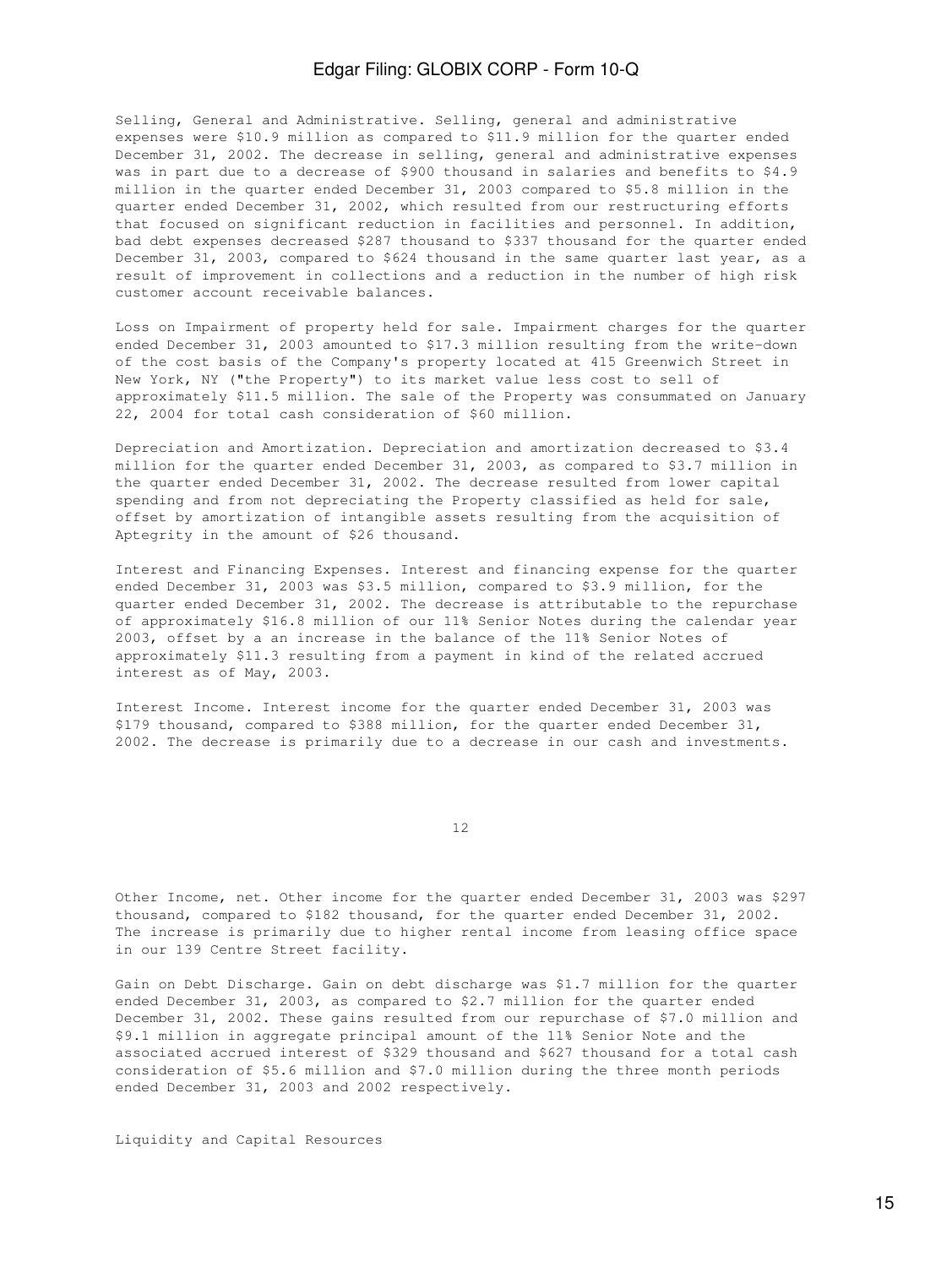Selling, General and Administrative. Selling, general and administrative expenses were $10.9 million as compared to $11.9 million for the quarter ended December 31, 2002. The decrease in selling, general and administrative expenses was in part due to a decrease of $900 thousand in salaries and benefits to $4.9 million in the quarter ended December 31, 2003 compared to $5.8 million in the quarter ended December 31, 2002, which resulted from our restructuring efforts that focused on significant reduction in facilities and personnel. In addition, bad debt expenses decreased $287 thousand to $337 thousand for the quarter ended December 31, 2003, compared to $624 thousand in the same quarter last year, as a result of improvement in collections and a reduction in the number of high risk customer account receivable balances.

Loss on Impairment of property held for sale. Impairment charges for the quarter ended December 31, 2003 amounted to $17.3 million resulting from the write-down of the cost basis of the Company's property located at 415 Greenwich Street in New York, NY ("the Property") to its market value less cost to sell of approximately $11.5 million. The sale of the Property was consummated on January 22, 2004 for total cash consideration of $60 million.

Depreciation and Amortization. Depreciation and amortization decreased to $3.4 million for the quarter ended December 31, 2003, as compared to $3.7 million in the quarter ended December 31, 2002. The decrease resulted from lower capital spending and from not depreciating the Property classified as held for sale, offset by amortization of intangible assets resulting from the acquisition of Aptegrity in the amount of $26 thousand.

Interest and Financing Expenses. Interest and financing expense for the quarter ended December 31, 2003 was $3.5 million, compared to $3.9 million, for the quarter ended December 31, 2002. The decrease is attributable to the repurchase of approximately $16.8 million of our 11% Senior Notes during the calendar year 2003, offset by a an increase in the balance of the 11% Senior Notes of approximately $11.3 resulting from a payment in kind of the related accrued interest as of May, 2003.

Interest Income. Interest income for the quarter ended December 31, 2003 was $179 thousand, compared to $388 million, for the quarter ended December 31, 2002. The decrease is primarily due to a decrease in our cash and investments.

Other Income, net. Other income for the quarter ended December 31, 2003 was $297 thousand, compared to $182 thousand, for the quarter ended December 31, 2002. The increase is primarily due to higher rental income from leasing office space in our 139 Centre Street facility.

Gain on Debt Discharge. Gain on debt discharge was $1.7 million for the quarter ended December 31, 2003, as compared to $2.7 million for the quarter ended December 31, 2002. These gains resulted from our repurchase of $7.0 million and $9.1 million in aggregate principal amount of the 11% Senior Note and the associated accrued interest of $329 thousand and $627 thousand for a total cash consideration of $5.6 million and $7.0 million during the three month periods ended December 31, 2003 and 2002 respectively.

Liquidity and Capital Resources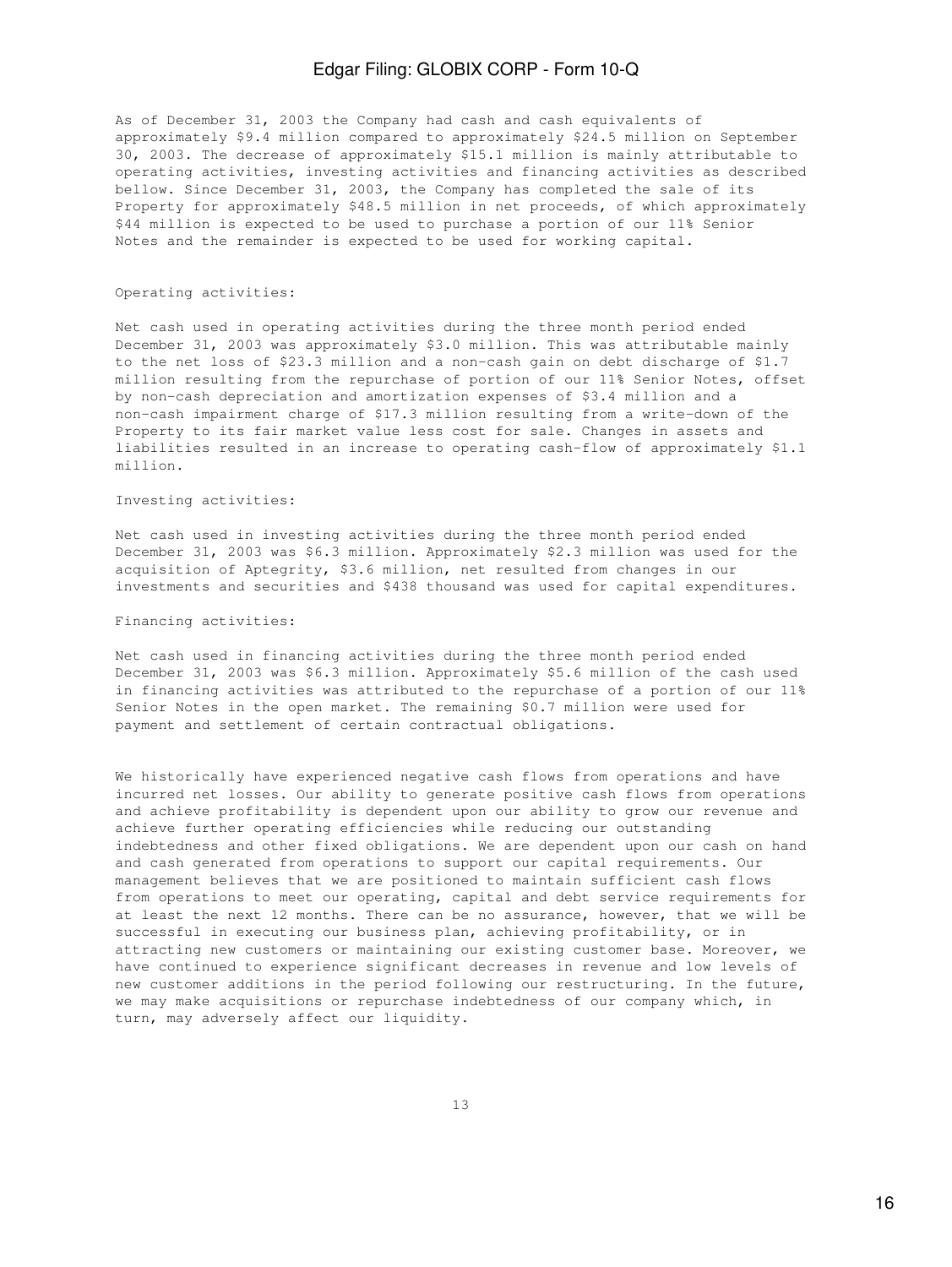As of December 31, 2003 the Company had cash and cash equivalents of approximately $9.4 million compared to approximately $24.5 million on September 30, 2003. The decrease of approximately $15.1 million is mainly attributable to operating activities, investing activities and financing activities as described bellow. Since December 31, 2003, the Company has completed the sale of its Property for approximately $48.5 million in net proceeds, of which approximately $44 million is expected to be used to purchase a portion of our 11% Senior Notes and the remainder is expected to be used for working capital.

Operating activities:

Net cash used in operating activities during the three month period ended December 31, 2003 was approximately $3.0 million. This was attributable mainly to the net loss of $23.3 million and a non-cash gain on debt discharge of $1.7 million resulting from the repurchase of portion of our 11% Senior Notes, offset by non-cash depreciation and amortization expenses of $3.4 million and a non-cash impairment charge of $17.3 million resulting from a write-down of the Property to its fair market value less cost for sale. Changes in assets and liabilities resulted in an increase to operating cash-flow of approximately $1.1 million.

Investing activities:

Net cash used in investing activities during the three month period ended December 31, 2003 was $6.3 million. Approximately $2.3 million was used for the acquisition of Aptegrity, $3.6 million, net resulted from changes in our investments and securities and $438 thousand was used for capital expenditures.

Financing activities:

Net cash used in financing activities during the three month period ended December 31, 2003 was $6.3 million. Approximately $5.6 million of the cash used in financing activities was attributed to the repurchase of a portion of our 11% Senior Notes in the open market. The remaining $0.7 million were used for payment and settlement of certain contractual obligations.

We historically have experienced negative cash flows from operations and have incurred net losses. Our ability to generate positive cash flows from operations and achieve profitability is dependent upon our ability to grow our revenue and achieve further operating efficiencies while reducing our outstanding indebtedness and other fixed obligations. We are dependent upon our cash on hand and cash generated from operations to support our capital requirements. Our management believes that we are positioned to maintain sufficient cash flows from operations to meet our operating, capital and debt service requirements for at least the next 12 months. There can be no assurance, however, that we will be successful in executing our business plan, achieving profitability, or in attracting new customers or maintaining our existing customer base. Moreover, we have continued to experience significant decreases in revenue and low levels of new customer additions in the period following our restructuring. In the future, we may make acquisitions or repurchase indebtedness of our company which, in turn, may adversely affect our liquidity.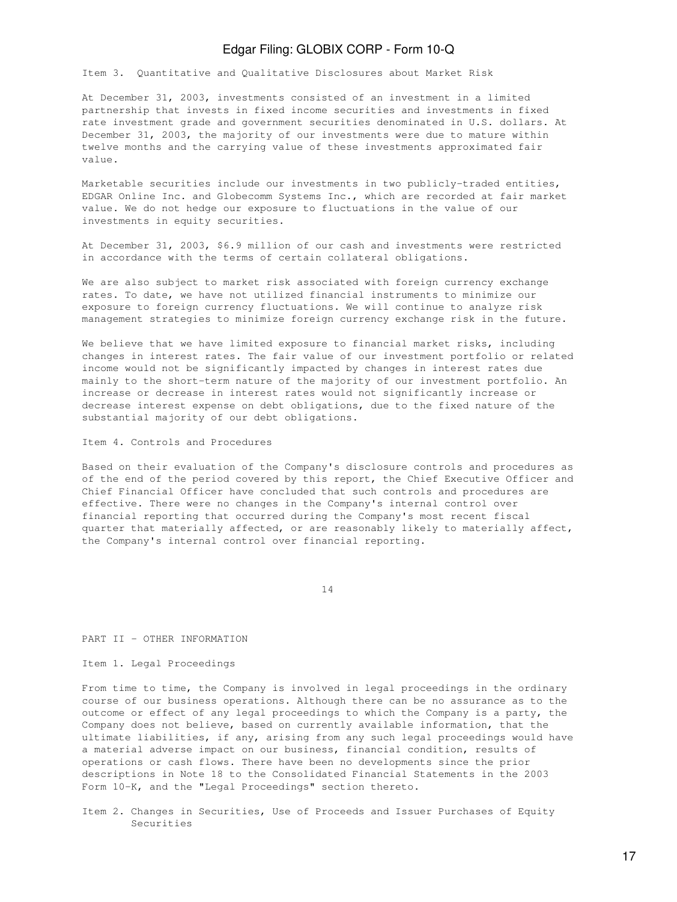## Item 3. Quantitative and Qualitative Disclosures about Market Risk

At December 31, 2003, investments consisted of an investment in a limited partnership that invests in fixed income securities and investments in fixed rate investment grade and government securities denominated in U.S. dollars. At December 31, 2003, the majority of our investments were due to mature within twelve months and the carrying value of these investments approximated fair value.

Marketable securities include our investments in two publicly-traded entities, EDGAR Online Inc. and Globecomm Systems Inc., which are recorded at fair market value. We do not hedge our exposure to fluctuations in the value of our investments in equity securities.

At December 31, 2003, $6.9 million of our cash and investments were restricted in accordance with the terms of certain collateral obligations.

We are also subject to market risk associated with foreign currency exchange rates. To date, we have not utilized financial instruments to minimize our exposure to foreign currency fluctuations. We will continue to analyze risk management strategies to minimize foreign currency exchange risk in the future.

We believe that we have limited exposure to financial market risks, including changes in interest rates. The fair value of our investment portfolio or related income would not be significantly impacted by changes in interest rates due mainly to the short-term nature of the majority of our investment portfolio. An increase or decrease in interest rates would not significantly increase or decrease interest expense on debt obligations, due to the fixed nature of the substantial majority of our debt obligations.

## Item 4. Controls and Procedures

Based on their evaluation of the Company's disclosure controls and procedures as of the end of the period covered by this report, the Chief Executive Officer and Chief Financial Officer have concluded that such controls and procedures are effective. There were no changes in the Company's internal control over financial reporting that occurred during the Company's most recent fiscal quarter that materially affected, or are reasonably likely to materially affect, the Company's internal control over financial reporting.

# PART II - OTHER INFORMATION

## Item 1. Legal Proceedings

From time to time, the Company is involved in legal proceedings in the ordinary course of our business operations. Although there can be no assurance as to the outcome or effect of any legal proceedings to which the Company is a party, the Company does not believe, based on currently available information, that the ultimate liabilities, if any, arising from any such legal proceedings would have a material adverse impact on our business, financial condition, results of operations or cash flows. There have been no developments since the prior descriptions in Note 18 to the Consolidated Financial Statements in the 2003 Form 10-K, and the "Legal Proceedings" section thereto.

## Item 2. Changes in Securities, Use of Proceeds and Issuer Purchases of Equity Securities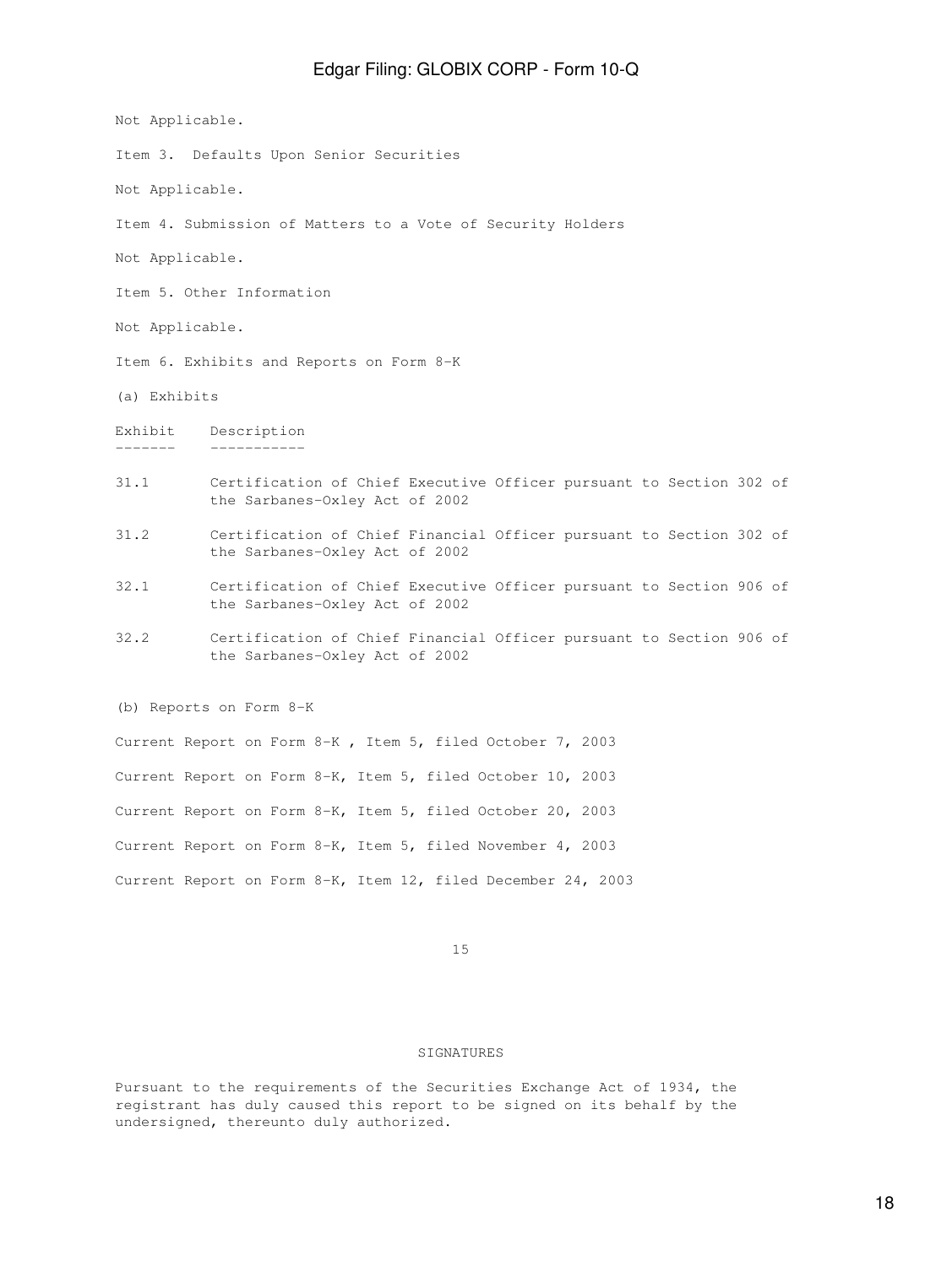Not Applicable.

Item 3. Defaults Upon Senior Securities

Not Applicable.

Item 4. Submission of Matters to a Vote of Security Holders

Not Applicable.

Item 5. Other Information

Not Applicable.

Item 6. Exhibits and Reports on Form 8-K

(a) Exhibits

| Exhibit | Description |
| --- | --- |
| 31.1 | Certification of Chief Executive Officer pursuant to Section 302 of the Sarbanes-Oxley Act of 2002 |
| 31.2 | Certification of Chief Financial Officer pursuant to Section 302 of the Sarbanes-Oxley Act of 2002 |
| 32.1 | Certification of Chief Executive Officer pursuant to Section 906 of the Sarbanes-Oxley Act of 2002 |
| 32.2 | Certification of Chief Financial Officer pursuant to Section 906 of the Sarbanes-Oxley Act of 2002 |

(b) Reports on Form 8-K

Current Report on Form 8-K , Item 5, filed October 7, 2003

Current Report on Form 8-K, Item 5, filed October 10, 2003

Current Report on Form 8-K, Item 5, filed October 20, 2003

Current Report on Form 8-K, Item 5, filed November 4, 2003

Current Report on Form 8-K, Item 12, filed December 24, 2003

SIGNATURES

Pursuant to the requirements of the Securities Exchange Act of 1934, the registrant has duly caused this report to be signed on its behalf by the undersigned, thereunto duly authorized.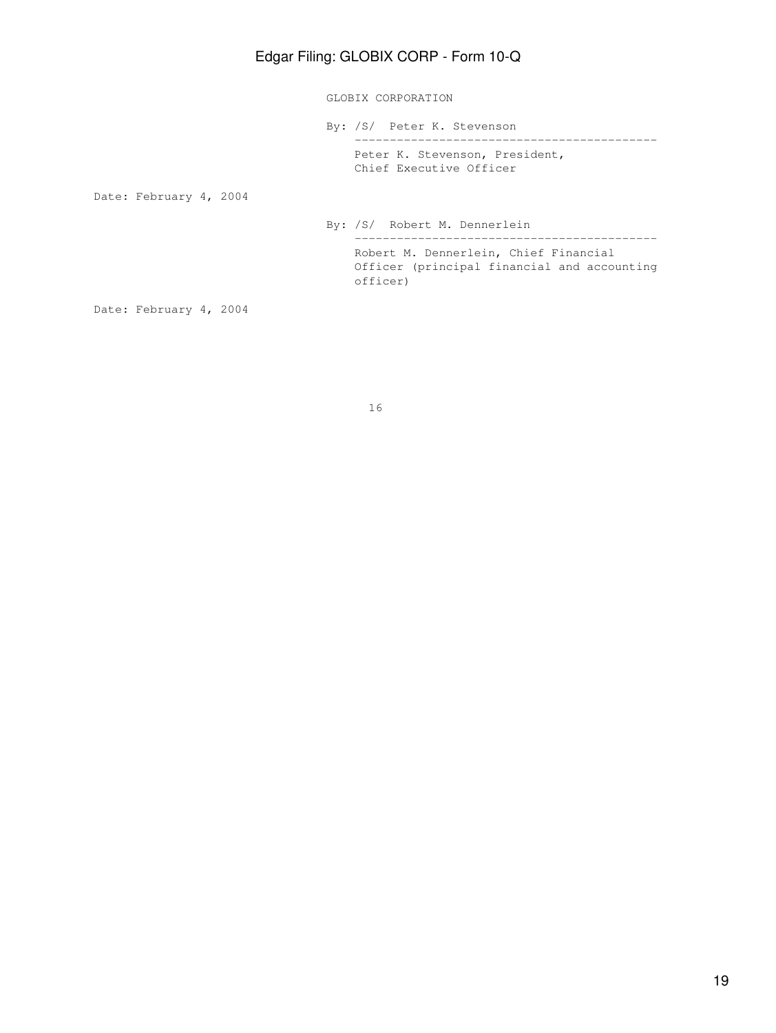GLOBIX CORPORATION

By: /S/ Peter K. Stevenson

---

Peter K. Stevenson, President,
Chief Executive Officer

Date: February 4, 2004

By: /S/ Robert M. Dennerlein

---

Robert M. Dennerlein, Chief Financial
Officer (principal financial and accounting
officer)

Date: February 4, 2004